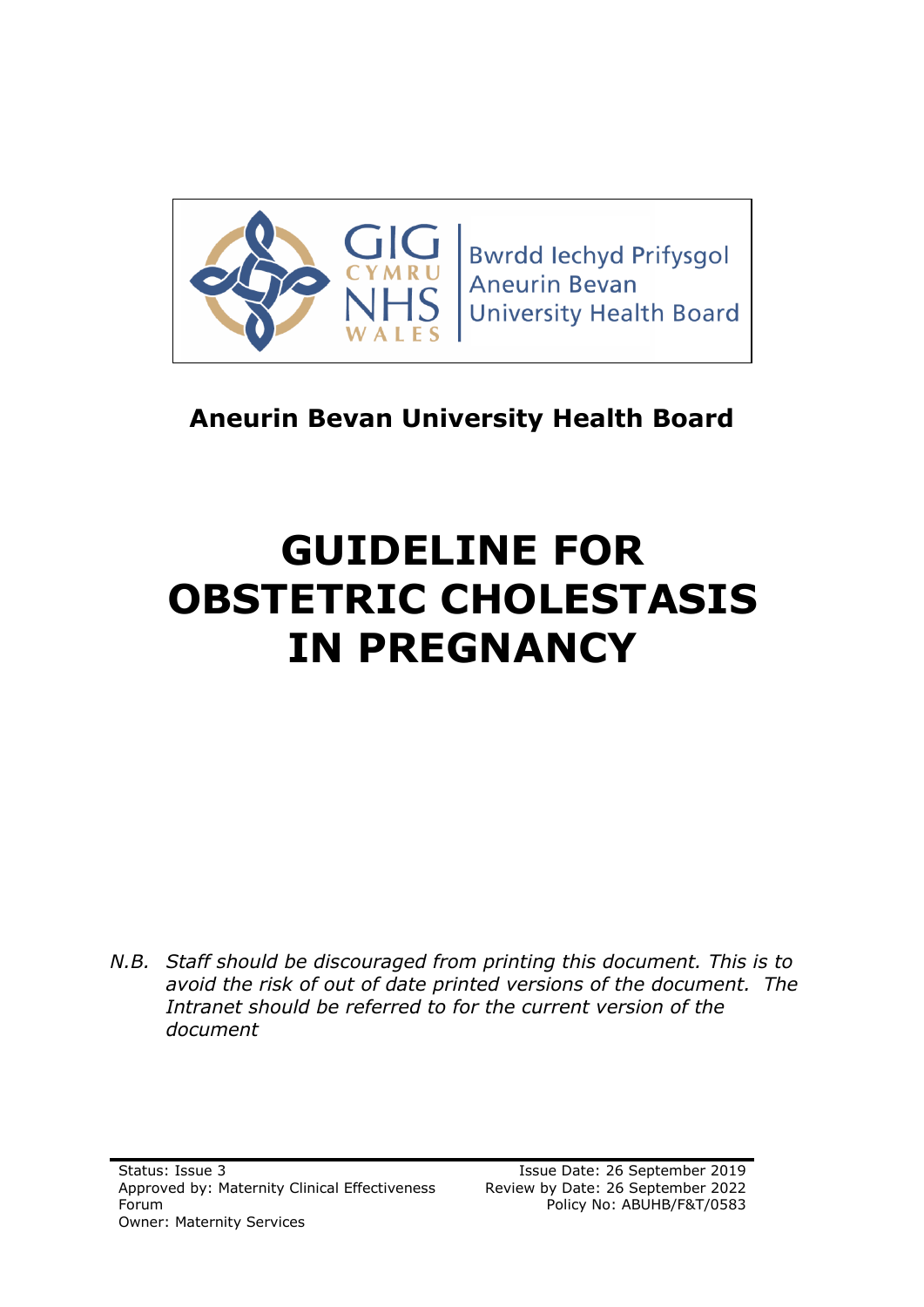Bwrdd Iechyd Prifysgol Aneurin Bevan University Health Board

**Aneurin Bevan University Health Board**

# GUIDELINE FOR OBSTETRIC CHOLESTASIS IN PREGNANCY

*N.B. Staff should be discouraged from printing this document. This is to avoid the risk of out of date printed versions of the document. The Intranet should be referred to for the current version of the document*

Status: Issue 3
Approved by: Maternity Clinical Effectiveness Forum
Owner: Maternity Services

Issue Date: 26 September 2019
Review by Date: 26 September 2022
Policy No: ABUHB/F&T/0583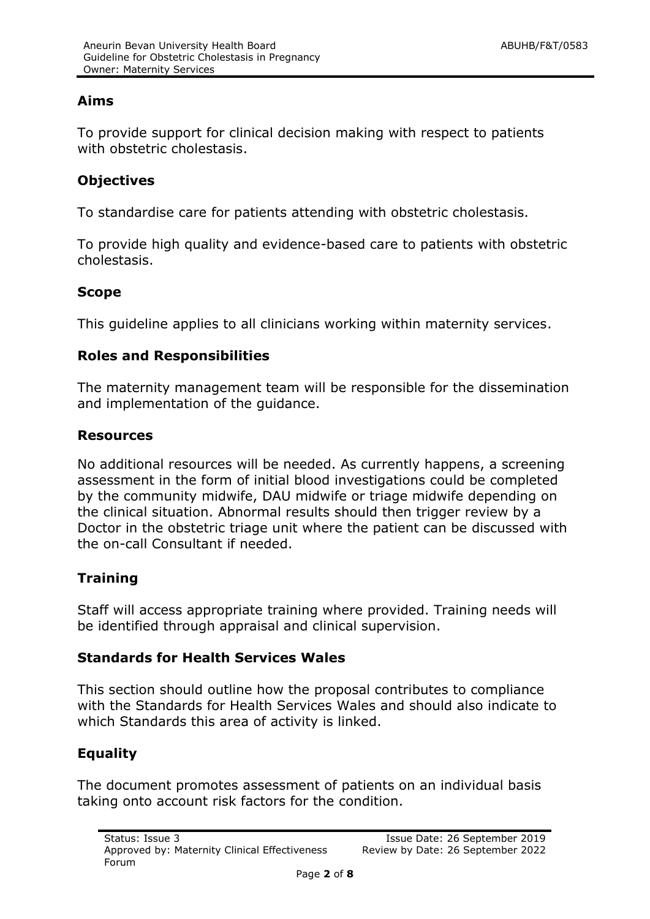## Aims

To provide support for clinical decision making with respect to patients with obstetric cholestasis.

## Objectives

To standardise care for patients attending with obstetric cholestasis.

To provide high quality and evidence-based care to patients with obstetric cholestasis.

## Scope

This guideline applies to all clinicians working within maternity services.

## Roles and Responsibilities

The maternity management team will be responsible for the dissemination and implementation of the guidance.

## Resources

No additional resources will be needed. As currently happens, a screening assessment in the form of initial blood investigations could be completed by the community midwife, DAU midwife or triage midwife depending on the clinical situation. Abnormal results should then trigger review by a Doctor in the obstetric triage unit where the patient can be discussed with the on-call Consultant if needed.

## Training

Staff will access appropriate training where provided. Training needs will be identified through appraisal and clinical supervision.

## Standards for Health Services Wales

This section should outline how the proposal contributes to compliance with the Standards for Health Services Wales and should also indicate to which Standards this area of activity is linked.

## Equality

The document promotes assessment of patients on an individual basis taking onto account risk factors for the condition.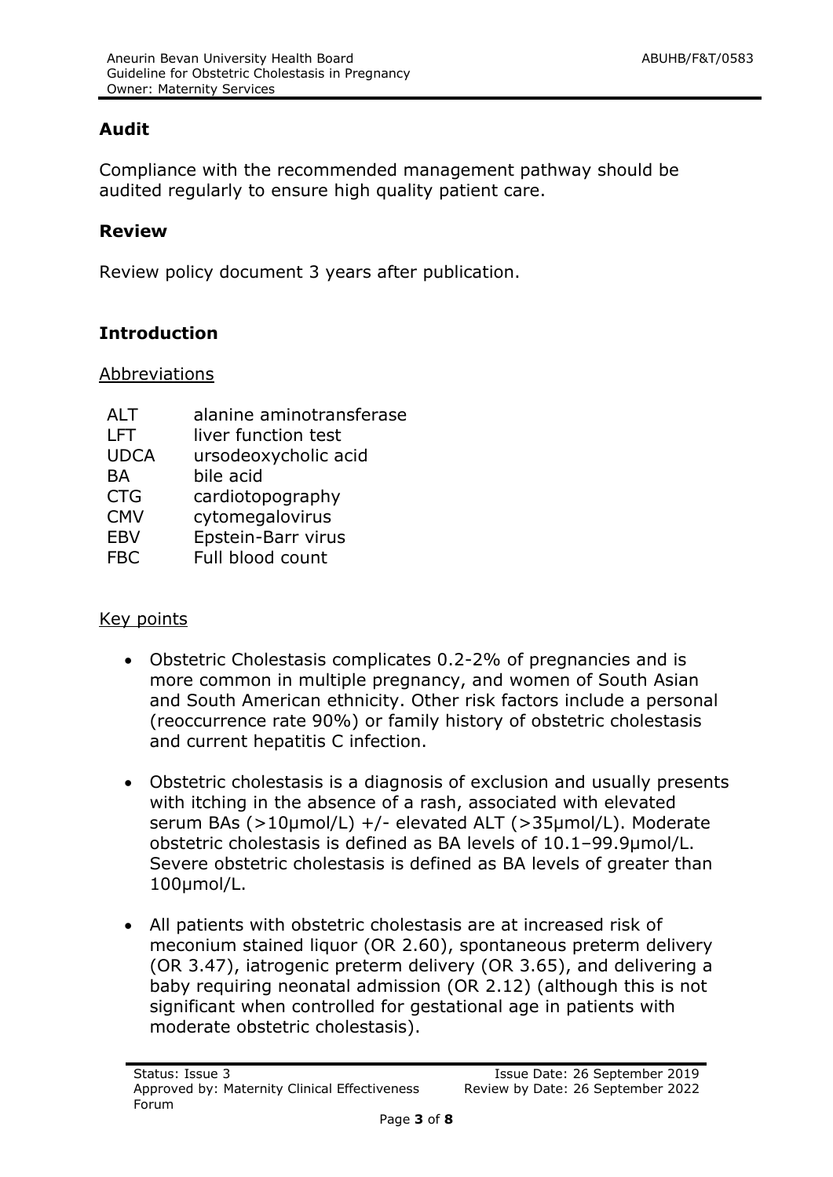## Audit

Compliance with the recommended management pathway should be audited regularly to ensure high quality patient care.

## Review

Review policy document 3 years after publication.

## Introduction

Abbreviations

| | |
|---|---|
| ALT | alanine aminotransferase |
| LFT | liver function test |
| UDCA | ursodeoxycholic acid |
| BA | bile acid |
| CTG | cardiotopography |
| CMV | cytomegalovirus |
| EBV | Epstein-Barr virus |
| FBC | Full blood count |

Key points

- Obstetric Cholestasis complicates 0.2-2% of pregnancies and is more common in multiple pregnancy, and women of South Asian and South American ethnicity. Other risk factors include a personal (reoccurrence rate 90%) or family history of obstetric cholestasis and current hepatitis C infection.
- Obstetric cholestasis is a diagnosis of exclusion and usually presents with itching in the absence of a rash, associated with elevated serum BAs (>10μmol/L) +/- elevated ALT (>35μmol/L). Moderate obstetric cholestasis is defined as BA levels of 10.1–99.9μmol/L. Severe obstetric cholestasis is defined as BA levels of greater than 100μmol/L.
- All patients with obstetric cholestasis are at increased risk of meconium stained liquor (OR 2.60), spontaneous preterm delivery (OR 3.47), iatrogenic preterm delivery (OR 3.65), and delivering a baby requiring neonatal admission (OR 2.12) (although this is not significant when controlled for gestational age in patients with moderate obstetric cholestasis).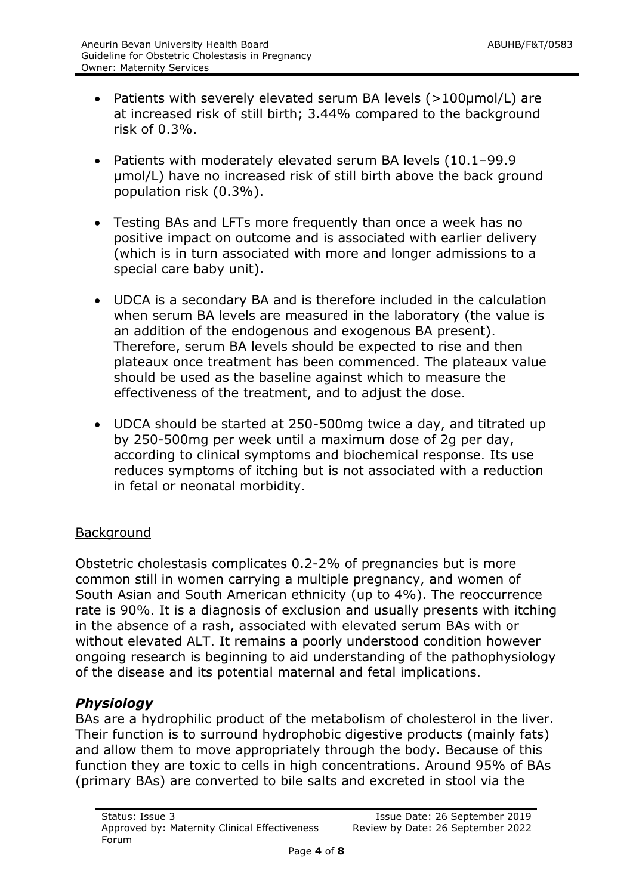- Patients with severely elevated serum BA levels (>100μmol/L) are at increased risk of still birth; 3.44% compared to the background risk of 0.3%.

- Patients with moderately elevated serum BA levels (10.1–99.9 μmol/L) have no increased risk of still birth above the back ground population risk (0.3%).

- Testing BAs and LFTs more frequently than once a week has no positive impact on outcome and is associated with earlier delivery (which is in turn associated with more and longer admissions to a special care baby unit).

- UDCA is a secondary BA and is therefore included in the calculation when serum BA levels are measured in the laboratory (the value is an addition of the endogenous and exogenous BA present). Therefore, serum BA levels should be expected to rise and then plateaux once treatment has been commenced. The plateaux value should be used as the baseline against which to measure the effectiveness of the treatment, and to adjust the dose.

- UDCA should be started at 250-500mg twice a day, and titrated up by 250-500mg per week until a maximum dose of 2g per day, according to clinical symptoms and biochemical response. Its use reduces symptoms of itching but is not associated with a reduction in fetal or neonatal morbidity.

## Background

Obstetric cholestasis complicates 0.2-2% of pregnancies but is more common still in women carrying a multiple pregnancy, and women of South Asian and South American ethnicity (up to 4%). The reoccurrence rate is 90%. It is a diagnosis of exclusion and usually presents with itching in the absence of a rash, associated with elevated serum BAs with or without elevated ALT. It remains a poorly understood condition however ongoing research is beginning to aid understanding of the pathophysiology of the disease and its potential maternal and fetal implications.

### *Physiology*

BAs are a hydrophilic product of the metabolism of cholesterol in the liver. Their function is to surround hydrophobic digestive products (mainly fats) and allow them to move appropriately through the body. Because of this function they are toxic to cells in high concentrations. Around 95% of BAs (primary BAs) are converted to bile salts and excreted in stool via the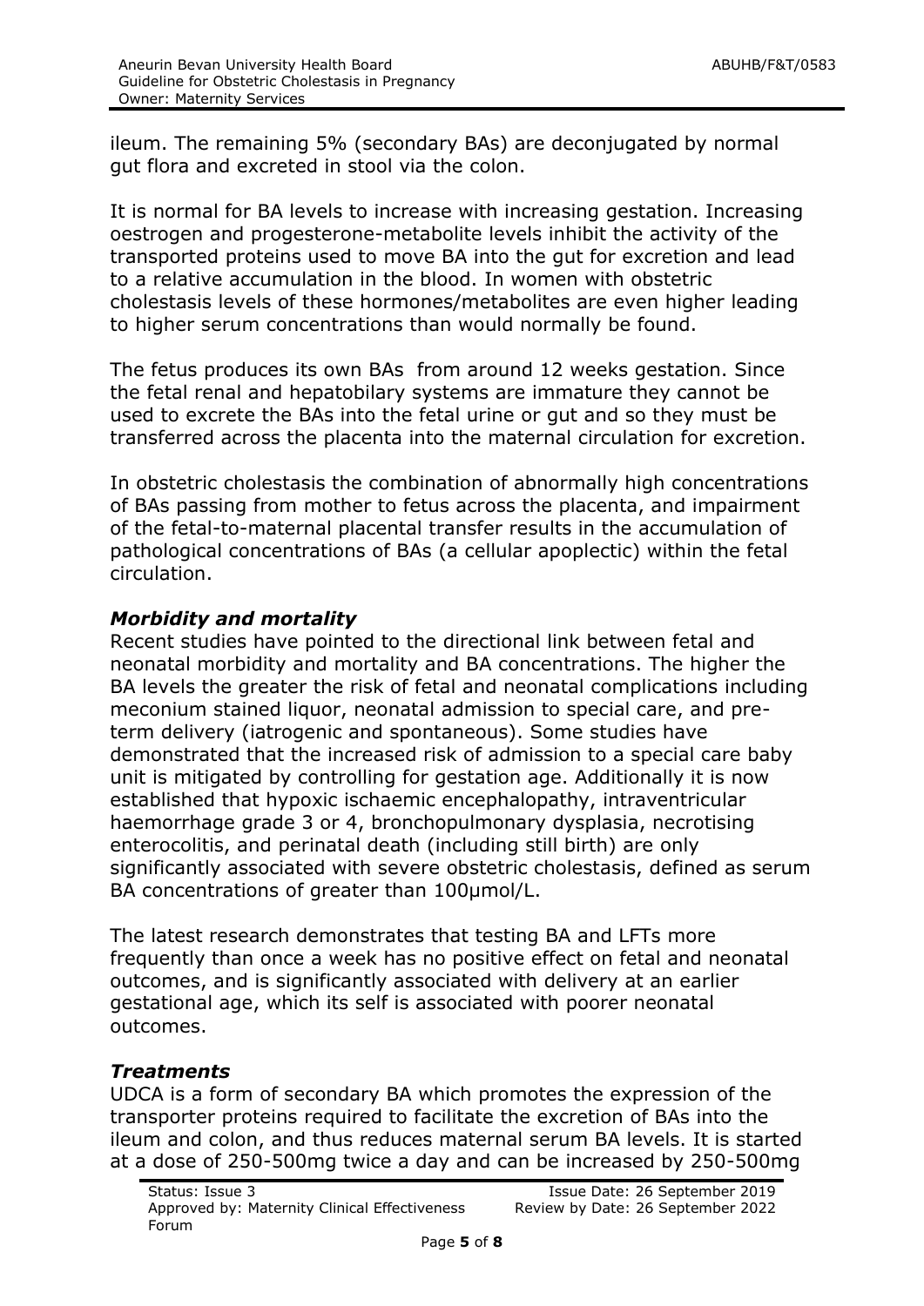ileum. The remaining 5% (secondary BAs) are deconjugated by normal gut flora and excreted in stool via the colon.

It is normal for BA levels to increase with increasing gestation. Increasing oestrogen and progesterone-metabolite levels inhibit the activity of the transported proteins used to move BA into the gut for excretion and lead to a relative accumulation in the blood. In women with obstetric cholestasis levels of these hormones/metabolites are even higher leading to higher serum concentrations than would normally be found.

The fetus produces its own BAs from around 12 weeks gestation. Since the fetal renal and hepatobiliary systems are immature they cannot be used to excrete the BAs into the fetal urine or gut and so they must be transferred across the placenta into the maternal circulation for excretion.

In obstetric cholestasis the combination of abnormally high concentrations of BAs passing from mother to fetus across the placenta, and impairment of the fetal-to-maternal placental transfer results in the accumulation of pathological concentrations of BAs (a cellular apoplectic) within the fetal circulation.

### *Morbidity and mortality*

Recent studies have pointed to the directional link between fetal and neonatal morbidity and mortality and BA concentrations. The higher the BA levels the greater the risk of fetal and neonatal complications including meconium stained liquor, neonatal admission to special care, and pre-term delivery (iatrogenic and spontaneous). Some studies have demonstrated that the increased risk of admission to a special care baby unit is mitigated by controlling for gestation age. Additionally it is now established that hypoxic ischaemic encephalopathy, intraventricular haemorrhage grade 3 or 4, bronchopulmonary dysplasia, necrotising enterocolitis, and perinatal death (including still birth) are only significantly associated with severe obstetric cholestasis, defined as serum BA concentrations of greater than 100µmol/L.

The latest research demonstrates that testing BA and LFTs more frequently than once a week has no positive effect on fetal and neonatal outcomes, and is significantly associated with delivery at an earlier gestational age, which its self is associated with poorer neonatal outcomes.

### *Treatments*

UDCA is a form of secondary BA which promotes the expression of the transporter proteins required to facilitate the excretion of BAs into the ileum and colon, and thus reduces maternal serum BA levels. It is started at a dose of 250-500mg twice a day and can be increased by 250-500mg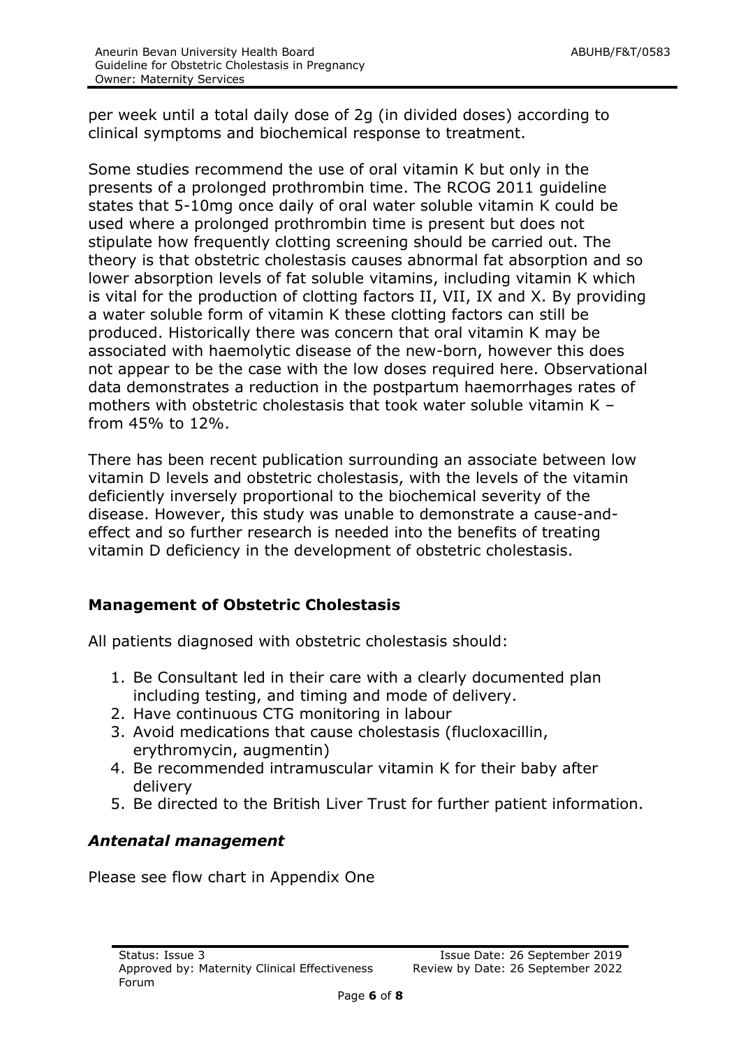per week until a total daily dose of 2g (in divided doses) according to clinical symptoms and biochemical response to treatment.

Some studies recommend the use of oral vitamin K but only in the presents of a prolonged prothrombin time. The RCOG 2011 guideline states that 5-10mg once daily of oral water soluble vitamin K could be used where a prolonged prothrombin time is present but does not stipulate how frequently clotting screening should be carried out. The theory is that obstetric cholestasis causes abnormal fat absorption and so lower absorption levels of fat soluble vitamins, including vitamin K which is vital for the production of clotting factors II, VII, IX and X. By providing a water soluble form of vitamin K these clotting factors can still be produced. Historically there was concern that oral vitamin K may be associated with haemolytic disease of the new-born, however this does not appear to be the case with the low doses required here. Observational data demonstrates a reduction in the postpartum haemorrhages rates of mothers with obstetric cholestasis that took water soluble vitamin K – from 45% to 12%.

There has been recent publication surrounding an associate between low vitamin D levels and obstetric cholestasis, with the levels of the vitamin deficiently inversely proportional to the biochemical severity of the disease. However, this study was unable to demonstrate a cause-and-effect and so further research is needed into the benefits of treating vitamin D deficiency in the development of obstetric cholestasis.

## Management of Obstetric Cholestasis

All patients diagnosed with obstetric cholestasis should:

1. Be Consultant led in their care with a clearly documented plan including testing, and timing and mode of delivery.
2. Have continuous CTG monitoring in labour
3. Avoid medications that cause cholestasis (flucloxacillin, erythromycin, augmentin)
4. Be recommended intramuscular vitamin K for their baby after delivery
5. Be directed to the British Liver Trust for further patient information.

### *Antenatal management*

Please see flow chart in Appendix One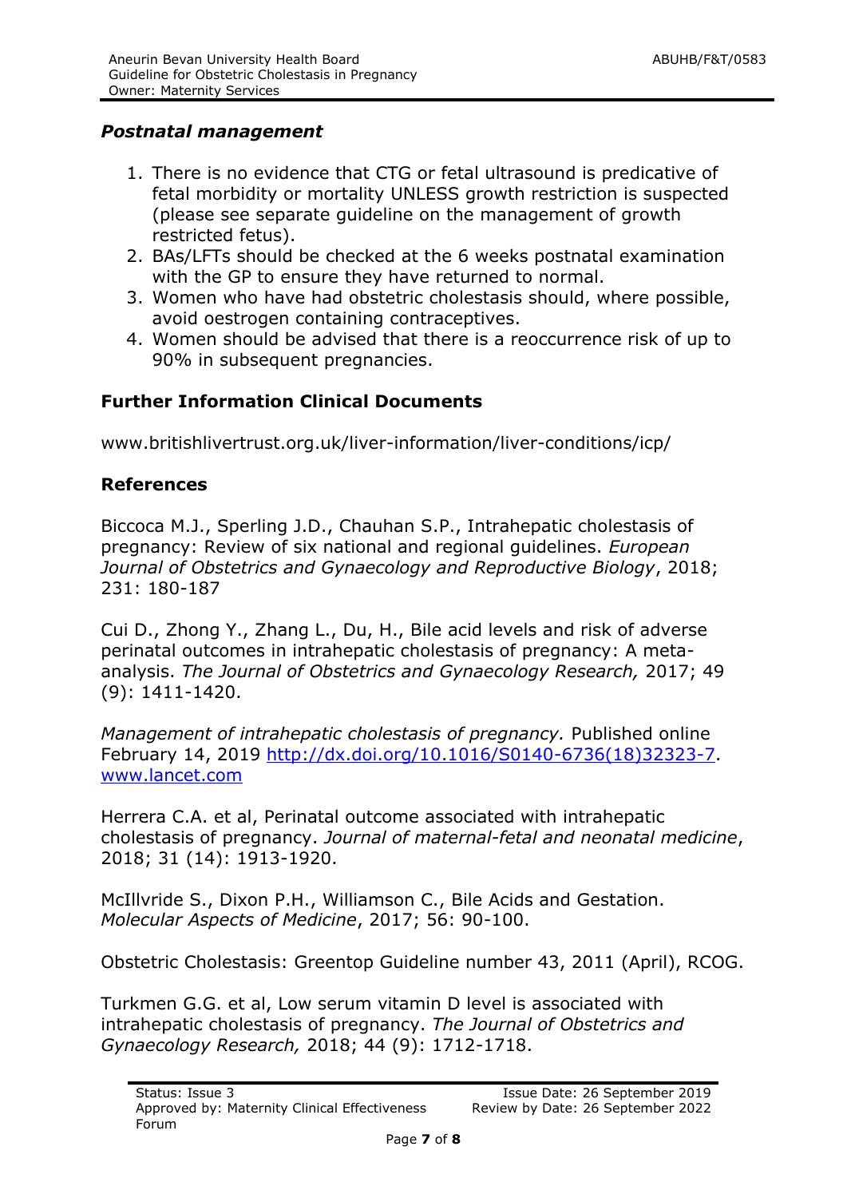### *Postnatal management*

1. There is no evidence that CTG or fetal ultrasound is predicative of fetal morbidity or mortality UNLESS growth restriction is suspected (please see separate guideline on the management of growth restricted fetus).
2. BAs/LFTs should be checked at the 6 weeks postnatal examination with the GP to ensure they have returned to normal.
3. Women who have had obstetric cholestasis should, where possible, avoid oestrogen containing contraceptives.
4. Women should be advised that there is a reoccurrence risk of up to 90% in subsequent pregnancies.

## **Further Information Clinical Documents**

www.britishlivertrust.org.uk/liver-information/liver-conditions/icp/

## **References**

Biccoca M.J., Sperling J.D., Chauhan S.P., Intrahepatic cholestasis of pregnancy: Review of six national and regional guidelines. *European Journal of Obstetrics and Gynaecology and Reproductive Biology*, 2018; 231: 180-187

Cui D., Zhong Y., Zhang L., Du, H., Bile acid levels and risk of adverse perinatal outcomes in intrahepatic cholestasis of pregnancy: A meta-analysis. *The Journal of Obstetrics and Gynaecology Research,* 2017; 49 (9): 1411-1420.

*Management of intrahepatic cholestasis of pregnancy.* Published online February 14, 2019 [http://dx.doi.org/10.1016/S0140-6736(18)32323-7](http://dx.doi.org/10.1016/S0140-6736(18)32323-7). [www.lancet.com](www.lancet.com)

Herrera C.A. et al, Perinatal outcome associated with intrahepatic cholestasis of pregnancy. *Journal of maternal-fetal and neonatal medicine*, 2018; 31 (14): 1913-1920.

McIllvride S., Dixon P.H., Williamson C., Bile Acids and Gestation. *Molecular Aspects of Medicine*, 2017; 56: 90-100.

Obstetric Cholestasis: Greentop Guideline number 43, 2011 (April), RCOG.

Turkmen G.G. et al, Low serum vitamin D level is associated with intrahepatic cholestasis of pregnancy. *The Journal of Obstetrics and Gynaecology Research,* 2018; 44 (9): 1712-1718.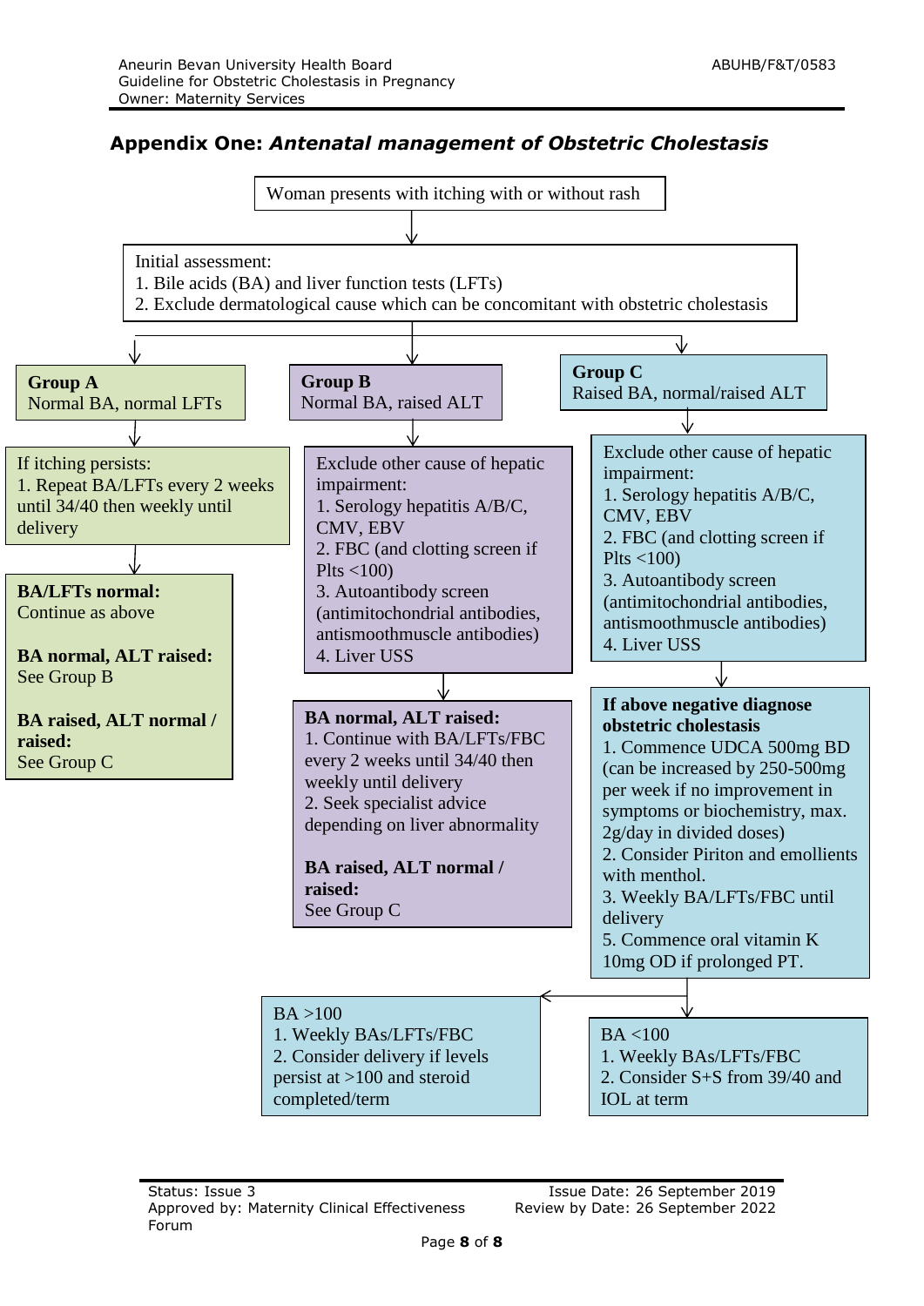## Appendix One: *Antenatal management of Obstetric Cholestasis*

Woman presents with itching with or without rash

Initial assessment:
1. Bile acids (BA) and liver function tests (LFTs)
2. Exclude dermatological cause which can be concomitant with obstetric cholestasis

**Group A**
Normal BA, normal LFTs

If itching persists:
1. Repeat BA/LFTs every 2 weeks until 34/40 then weekly until delivery

**BA/LFTs normal:**
Continue as above

**BA normal, ALT raised:**
See Group B

**BA raised, ALT normal / raised:**
See Group C

**Group B**
Normal BA, raised ALT

Exclude other cause of hepatic impairment:
1. Serology hepatitis A/B/C, CMV, EBV
2. FBC (and clotting screen if Plts <100)
3. Autoantibody screen (antimitochondrial antibodies, antismoothmuscle antibodies)
4. Liver USS

**BA normal, ALT raised:**
1. Continue with BA/LFTs/FBC every 2 weeks until 34/40 then weekly until delivery
2. Seek specialist advice depending on liver abnormality

**BA raised, ALT normal / raised:**
See Group C

**Group C**
Raised BA, normal/raised ALT

Exclude other cause of hepatic impairment:
1. Serology hepatitis A/B/C, CMV, EBV
2. FBC (and clotting screen if Plts <100)
3. Autoantibody screen (antimitochondrial antibodies, antismoothmuscle antibodies)
4. Liver USS

**If above negative diagnose obstetric cholestasis**
1. Commence UDCA 500mg BD (can be increased by 250-500mg per week if no improvement in symptoms or biochemistry, max. 2g/day in divided doses)
2. Consider Piriton and emollients with menthol.
3. Weekly BA/LFTs/FBC until delivery
5. Commence oral vitamin K 10mg OD if prolonged PT.

BA >100
1. Weekly BAs/LFTs/FBC
2. Consider delivery if levels persist at >100 and steroid completed/term

BA <100
1. Weekly BAs/LFTs/FBC
2. Consider S+S from 39/40 and IOL at term